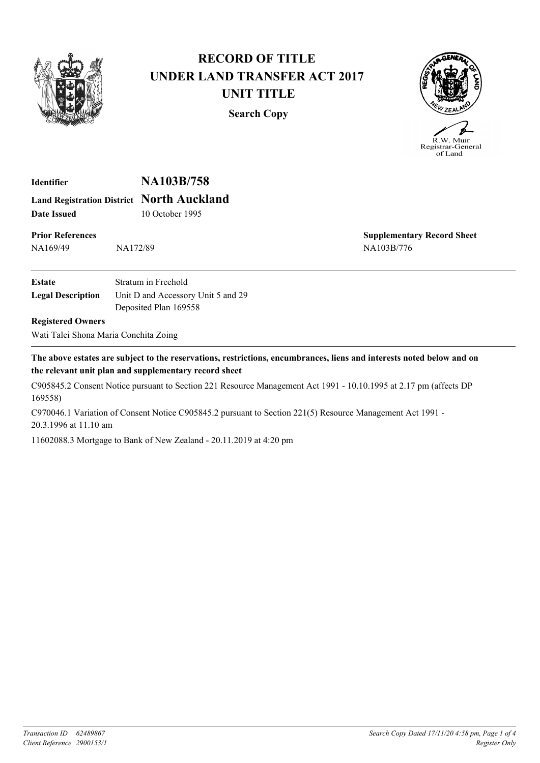# RECORD OF TITLE
# UNDER LAND TRANSFER ACT 2017
# UNIT TITLE

**Search Copy**

R.W. Muir
Registrar-General
of Land

**Identifier** **NA103B/758**
**Land Registration District** **North Auckland**
**Date Issued** 10 October 1995

**Prior References**
NA169/49 NA172/89

**Supplementary Record Sheet**
NA103B/776

**Estate** Stratum in Freehold
**Legal Description** Unit D and Accessory Unit 5 and 29 Deposited Plan 169558

**Registered Owners**
Wati Talei Shona Maria Conchita Zoing

**The above estates are subject to the reservations, restrictions, encumbrances, liens and interests noted below and on the relevant unit plan and supplementary record sheet**

C905845.2 Consent Notice pursuant to Section 221 Resource Management Act 1991 - 10.10.1995 at 2.17 pm (affects DP 169558)

C970046.1 Variation of Consent Notice C905845.2 pursuant to Section 221(5) Resource Management Act 1991 - 20.3.1996 at 11.10 am

11602088.3 Mortgage to Bank of New Zealand - 20.11.2019 at 4:20 pm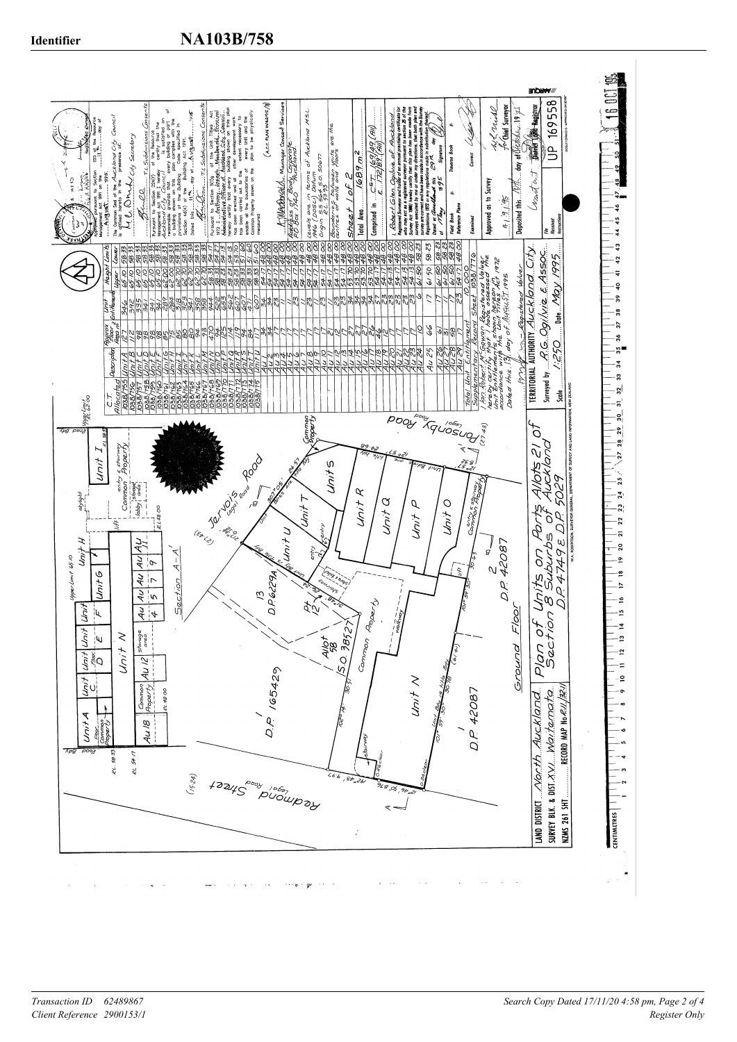# Identifier NA103B/758

## Plan of Units on Parts Allots 21 of Section 8 Suburbs of Auckland D.P. 4749 & D.P. 5029

Ground Floor

| C.T. Allocated | Description | Approx Floor Area m² | Unit Entitlement | Upper | Lower |
|---|---|---|---|---|---|
| 103B/755 | Unit A | 127 | 346 | 65.10 | 58.33 |
| 103B/756 | Unit B | 144 | 392 | 65.10 | 58.33 |
| 103B/757 | Unit C | 98 | 335 | 65.10 | 58.33 |
| 103B/758 | Unit D | 98 | 341 | 65.10 | 58.33 |
| 103B/759 | Unit E | 98 | 341 | 65.10 | 58.33 |
| 103B/760 | Unit F | 98 | 341 | 65.10 | 58.33 |
| 103B/761 | Unit G | 85 | 289 | 62.00 | 58.33 |
| 103B/762 | Unit H | 75 | 264 | 62.00 | 58.33 |
| 103B/763 | Unit I | 85 | 318 | 62.00 | 58.33 |
| 103B/764 | Unit J | 80 | 303 | 62.00 | 58.33 |
| 103B/765 | Unit K | 80 | 290 | 62.00 | 58.33 |
| 103B/766 | Unit L | 94 | 358 | 62.00 | 58.33 |
| 103B/767 | Unit M | 93 | 352 | 62.00 | 58.33 |
| 103B/768 | Unit N | 470 | 944 | 58.33 | 54.17 |
| 103B/769 | Unit O | 94 | 523 | 58.33 | 54.17 |
| 103B/770 | Unit P | 94 | 523 | 58.33 | 54.17 |
| 103B/771 | Unit Q | 114 | 562 | 58.33 | 54.13 |
| 103B/772 | Unit R | 119 | 607 | 58.33 | 53.70 |
| 103B/773 | Unit S | 115 | 600 | 58.33 | 53.70 |
| 103B/774 | Unit T | 84 | 477 | 58.33 | 51.60 |
| 103B/775 | Unit U | 117 | 607 | 58.33 | 51.60 |
| | AU 1 | 34 | 34 | 54.17 | 48.00 |
| | AU 2 | 17 | 17 | 54.17 | 48.00 |
| | AU 3 | 17 | 23 | 54.17 | 48.00 |
| | AU 4 | 17 | 23 | 54.17 | 48.00 |
| | AU 5 | 17 | 23 | 54.17 | 48.00 |
| | AU 6 | 17 | 23 | 54.17 | 48.00 |
| | AU 7 | 17 | 23 | 54.17 | 48.00 |
| | AU 8 | 17 | 23 | 54.17 | 48.00 |
| | AU 9 | 17 | 23 | 54.17 | 48.00 |
| | AU 10 | 17 | 23 | 54.17 | 48.00 |
| | AU 11 | 21 | 23 | 54.17 | 48.00 |
| | AU 12 | 12 | 23 | 54.17 | 48.00 |
| | AU 13 | 17 | 23 | 54.17 | 48.00 |
| | AU 14 | 17 | 23 | 54.17 | 48.00 |
| | AU 15 | 21 | 34 | 53.70 | 48.00 |
| | AU 16 | 26 | 34 | 53.70 | 48.00 |
| | AU 17 | 27 | 34 | 54.17 | 48.00 |
| | AU 18 | 12 | 23 | 54.13 | 48.00 |
| | AU 19 | 17 | 23 | 54.13 | 48.00 |
| | AU 20 | 17 | 23 | 54.13 | 48.00 |
| | AU 21 | 17 | 23 | 54.13 | 48.00 |
| | AU 22 | 17 | 23 | 54.13 | 48.00 |
| | AU 23 | 17 | 23 | 54.13 | 48.00 |
| | AU 24 | 10 | 6 | 61.50 | 58.23 |
| | AU 25 | 66 | 17 | 61.50 | 58.23 |
| | AU 26 | 61 | 17 | 61.50 | 58.23 |
| | AU 27 | 61 | 17 | 61.50 | 58.23 |
| | AU 28 | 58 | 17 | 61.50 | 58.28 |
| | AU 29 | 17 | 23 | 54.07 | 48.00 |

Total Unit Entitlement: 10,000

Supplementary Record Sheet: 103B/776

I, Ian Robert McGowan, Registered Valuer, hereby certify that I have assessed the unit entitlements shown hereon in accordance with the Unit Titles Act 1972.
Dated this 15 day of August 1995.
Registered Valuer

Approved pursuant to Section 223 of the Resource Management Act 1991 on the ... day of August 1995.

The Common Seal of the Auckland City Council is affixed hereto in the presence of: City Secretary

Pursuant to Section 224(f) of the Resource Management Act 1991 I hereby certify that the Auckland City Council is satisfied on reasonable grounds that every building or part of a building shown on this plan complies with the provisions of the Building Code specified in Section 46(2) of the Building Act 1991.
Dated this 11th day of August 1995.
T.L. Subdivisions Consents

Pursuant to Section 5(1)(g) of the Unit Titles Act 1972 I, Anthony Joseph Macdonald, Principal Subdivisions Officer of the Auckland City Council, hereby certify that every building shown on this plan has been erected and all other development work has been carried out to the extent necessary to enable all the boundaries of every unit and the common property shown on the plan to be physically measured.
T.L. Subdivisions Consents

(A.C.C. PLAN W4205/3)

A. Macdonald, Manager Consent Services

Address of Body Corporate: PO Box 1940 Auckland

Levels are in terms of Auckland M.S.L. 1946 (DOSLI) Datum. Origin SS 645 SO 50677 RL 55.93

Boundaries of Jarvois units are the surface of walls and floors

Sheet 1 of 2

Total Area: 1689 m²

Comprised in: CT 1691/40 (All), CT 1782/87 (All)

I, Robert Glen Ogilvie, of Auckland, Registered Surveyor and holder of an annual practising certificate (or who may act as a registered surveyor pursuant to section 25 of the Survey Act 1986) hereby certify that this plan has been made from surveys executed by me or under my direction, that both plan and survey are correct and have been made in accordance with the Survey Regulations 1972 or any regulations made in substitution therefor.
Dated at Auckland this 29th day of May 1995.
Signature

Field Book / Traverse Book / Reference Plans

Examined / Correct

Approved as to Survey: for Chief Surveyor, 8/9/95

Deposited this 16th day of October 1995
District Land Registrar

UP 169558

LAND DISTRICT: North Auckland
SURVEY BLK. & DIST.: XVI Waitemata
NZMS 261 SHT: ... RECORD MAP No. 811/32/1

TERRITORIAL AUTHORITY: Auckland City
Surveyed by: R.G. Ogilvie & Assoc.
Scale: 1:250 Date: May 1995

Plan labels: Redmond Street (Legal Road) (15.24); Ponsonby Road (Legal Road) (27.43); Jarvois Road (Legal Road) (12.19); D.P. 165429; D.P. 62294; D.P. 42087; Allot 58 S.O. 38527; Pt 12; 13; 2; Unit N; Unit O; Unit P; Unit Q; Unit R; Unit S; Unit T; Unit U; Common Property; Section A-A'; Unit A; Unit C; Unit D; Unit E; Unit F; Unit G; Unit H; Unit I; AU 12; AU 18; skylight; Upper Limit 65.10; Upper Limit RL 62.00; RL 48.00; RL 58.33; RL 54.17.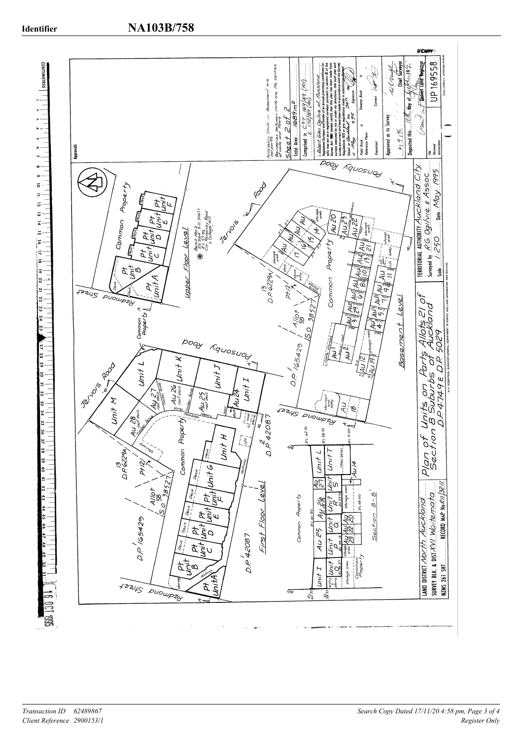**Identifier** **NA103B/758**

## Plan of Units on Parts Allots 21 of Section 8 Suburbs of Auckland D.P.4749E D.P.5029

### Upper Floor Level

Common Property

Pt Unit A, Pt Unit B, Pt Unit C, Pt Unit D, Pt Unit E, Pt Unit F

Bench Mark S.O. 50627 R.L. 57.93 Cnr Ponsonby Road & College Hill

### Basement Level

Jervois Road — Ponsonby Road — Radmond Street

13 D.P. 6229A — Pt 12 — Allot 58 (S.O. 38527) — D.P. 165429 — 2 D.P. 42087

AU 1, AU 2, AU 3, AU 4, AU 5, AU 6, AU 7, AU 8, AU 9, AU 10, AU 11, AU 12, AU 13, AU 14, AU 15, AU 16, AU 17, AU 18, AU 19, AU 20, AU 21, AU 22, AU 23, AU 29

Common Property

### First Floor Level

Jervois Road — Ponsonby Road — Radmond Street

13 D.P. 6229A — Pt 12 — Allot 58 (S.O. 38527) — D.P. 165429 — D.P. 42087 — 2 D.P. 42087

Unit M, Unit L, Unit K, Unit J, Unit I, Unit H, Unit G, Pt Unit F, Pt Unit E, Pt Unit D, Pt Unit C, Pt Unit B, Pt Unit A

AU 24, AU 25 roof deck, AU 26 roof deck, AU 27 roof deck, AU 28 roof deck, AU 18

Common Property

### Section B–B'

Unit I, Unit Q, Unit P, Au 25, Unit R, Au 26, Unit S, Au 27, Unit T, Unit L, Au 23, Au 22, Au 20, Au 14

Common Property

R.L. 62.70, R.L. 58.93, R.L. 61.50, R.L. 53.70, R.L. 51.60, R.L. 49.00

### Approvals

Accessory Units in Basement are carparks. Boundaries between Units are the centres of walls and floors.

Sheet 2 of 2

Total Area 1689m²

Comprised in C.T. 16F/49 (All), C.T. 17F/89 (All)

I, Robert Gilbert Ogilvie of Auckland, Registered Surveyor and holder of an annual practising certificate (or who may act as a registered surveyor pursuant to section 15 of the Survey Act 1986) hereby certify that this plan has been made from surveys executed by me or under my directions, that both plan and surveys are correct and have been made in accordance with the Survey Regulations 1972 or any regulations made in substitution therefor.

Dated at Auckland this 29th day of May 1995 — Signature

Field Book — Traverse Book — Reference Plans — Examined — Correct

Approved as to Survey 4.9.95 — Chief Surveyor

Deposited this 11th day of October 1995 — District Land Registrar

UP 169558

TERRITORIAL AUTHORITY Auckland City

Surveyed by R.G. Ogilvie & Assoc.

Scale 1:250 — Date May 1995

LAND DISTRICT North Auckland

SURVEY BLK. & DIST. XVI Waitemata

NZMS 261 SHT ... RECORD MAP No R11/32.11

16 OCT 1995

*Transaction ID 62489867*
*Client Reference 2900153/1*

*Search Copy Dated 17/11/20 4:58 pm, Page 3 of 4*
*Register Only*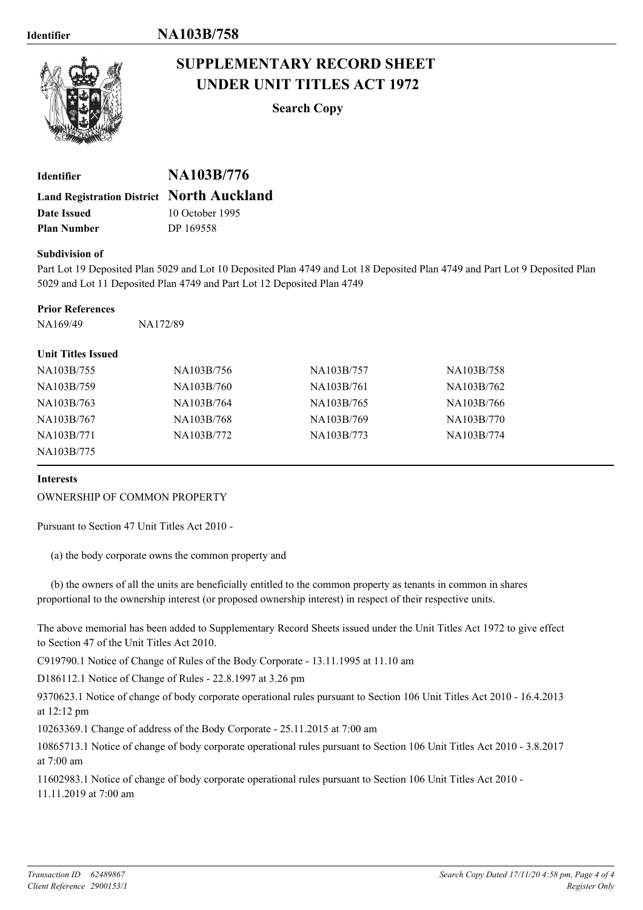# SUPPLEMENTARY RECORD SHEET UNDER UNIT TITLES ACT 1972

**Search Copy**

| | |
|---|---|
| **Identifier** | **NA103B/776** |
| **Land Registration District** | **North Auckland** |
| **Date Issued** | 10 October 1995 |
| **Plan Number** | DP 169558 |

**Subdivision of**

Part Lot 19 Deposited Plan 5029 and Lot 10 Deposited Plan 4749 and Lot 18 Deposited Plan 4749 and Part Lot 9 Deposited Plan 5029 and Lot 11 Deposited Plan 4749 and Part Lot 12 Deposited Plan 4749

**Prior References**

NA169/49    NA172/89

**Unit Titles Issued**

| | | | |
|---|---|---|---|
| NA103B/755 | NA103B/756 | NA103B/757 | NA103B/758 |
| NA103B/759 | NA103B/760 | NA103B/761 | NA103B/762 |
| NA103B/763 | NA103B/764 | NA103B/765 | NA103B/766 |
| NA103B/767 | NA103B/768 | NA103B/769 | NA103B/770 |
| NA103B/771 | NA103B/772 | NA103B/773 | NA103B/774 |
| NA103B/775 | | | |

**Interests**

OWNERSHIP OF COMMON PROPERTY

Pursuant to Section 47 Unit Titles Act 2010 -

(a) the body corporate owns the common property and

(b) the owners of all the units are beneficially entitled to the common property as tenants in common in shares proportional to the ownership interest (or proposed ownership interest) in respect of their respective units.

The above memorial has been added to Supplementary Record Sheets issued under the Unit Titles Act 1972 to give effect to Section 47 of the Unit Titles Act 2010.

C919790.1 Notice of Change of Rules of the Body Corporate - 13.11.1995 at 11.10 am

D186112.1 Notice of Change of Rules - 22.8.1997 at 3.26 pm

9370623.1 Notice of change of body corporate operational rules pursuant to Section 106 Unit Titles Act 2010 - 16.4.2013 at 12:12 pm

10263369.1 Change of address of the Body Corporate - 25.11.2015 at 7:00 am

10865713.1 Notice of change of body corporate operational rules pursuant to Section 106 Unit Titles Act 2010 - 3.8.2017 at 7:00 am

11602983.1 Notice of change of body corporate operational rules pursuant to Section 106 Unit Titles Act 2010 - 11.11.2019 at 7:00 am